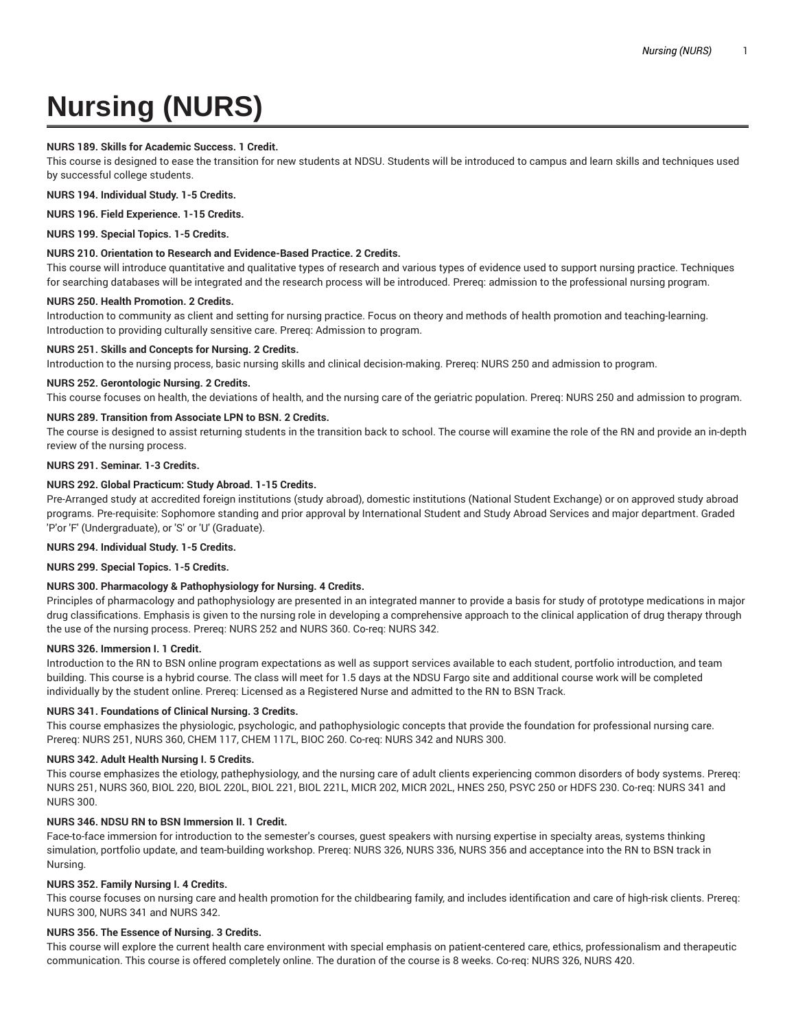# Nursing (NURS)

**NURS 189. Skills for Academic Success. 1 Credit.**

This course is designed to ease the transition for new students at NDSU. Students will be introduced to campus and learn skills and techniques used by successful college students.

**NURS 194. Individual Study. 1-5 Credits.**

**NURS 196. Field Experience. 1-15 Credits.**

**NURS 199. Special Topics. 1-5 Credits.**

**NURS 210. Orientation to Research and Evidence-Based Practice. 2 Credits.**

This course will introduce quantitative and qualitative types of research and various types of evidence used to support nursing practice. Techniques for searching databases will be integrated and the research process will be introduced. Prereq: admission to the professional nursing program.

**NURS 250. Health Promotion. 2 Credits.**

Introduction to community as client and setting for nursing practice. Focus on theory and methods of health promotion and teaching-learning. Introduction to providing culturally sensitive care. Prereq: Admission to program.

**NURS 251. Skills and Concepts for Nursing. 2 Credits.**

Introduction to the nursing process, basic nursing skills and clinical decision-making. Prereq: NURS 250 and admission to program.

**NURS 252. Gerontologic Nursing. 2 Credits.**

This course focuses on health, the deviations of health, and the nursing care of the geriatric population. Prereq: NURS 250 and admission to program.

**NURS 289. Transition from Associate LPN to BSN. 2 Credits.**

The course is designed to assist returning students in the transition back to school. The course will examine the role of the RN and provide an in-depth review of the nursing process.

**NURS 291. Seminar. 1-3 Credits.**

**NURS 292. Global Practicum: Study Abroad. 1-15 Credits.**

Pre-Arranged study at accredited foreign institutions (study abroad), domestic institutions (National Student Exchange) or on approved study abroad programs. Pre-requisite: Sophomore standing and prior approval by International Student and Study Abroad Services and major department. Graded 'P'or 'F' (Undergraduate), or 'S' or 'U' (Graduate).

**NURS 294. Individual Study. 1-5 Credits.**

**NURS 299. Special Topics. 1-5 Credits.**

**NURS 300. Pharmacology & Pathophysiology for Nursing. 4 Credits.**

Principles of pharmacology and pathophysiology are presented in an integrated manner to provide a basis for study of prototype medications in major drug classifications. Emphasis is given to the nursing role in developing a comprehensive approach to the clinical application of drug therapy through the use of the nursing process. Prereq: NURS 252 and NURS 360. Co-req: NURS 342.

**NURS 326. Immersion I. 1 Credit.**

Introduction to the RN to BSN online program expectations as well as support services available to each student, portfolio introduction, and team building. This course is a hybrid course. The class will meet for 1.5 days at the NDSU Fargo site and additional course work will be completed individually by the student online. Prereq: Licensed as a Registered Nurse and admitted to the RN to BSN Track.

**NURS 341. Foundations of Clinical Nursing. 3 Credits.**

This course emphasizes the physiologic, psychologic, and pathophysiologic concepts that provide the foundation for professional nursing care. Prereq: NURS 251, NURS 360, CHEM 117, CHEM 117L, BIOC 260. Co-req: NURS 342 and NURS 300.

**NURS 342. Adult Health Nursing I. 5 Credits.**

This course emphasizes the etiology, pathephysiology, and the nursing care of adult clients experiencing common disorders of body systems. Prereq: NURS 251, NURS 360, BIOL 220, BIOL 220L, BIOL 221, BIOL 221L, MICR 202, MICR 202L, HNES 250, PSYC 250 or HDFS 230. Co-req: NURS 341 and NURS 300.

**NURS 346. NDSU RN to BSN Immersion II. 1 Credit.**

Face-to-face immersion for introduction to the semester's courses, guest speakers with nursing expertise in specialty areas, systems thinking simulation, portfolio update, and team-building workshop. Prereq: NURS 326, NURS 336, NURS 356 and acceptance into the RN to BSN track in Nursing.

**NURS 352. Family Nursing I. 4 Credits.**

This course focuses on nursing care and health promotion for the childbearing family, and includes identification and care of high-risk clients. Prereq: NURS 300, NURS 341 and NURS 342.

**NURS 356. The Essence of Nursing. 3 Credits.**

This course will explore the current health care environment with special emphasis on patient-centered care, ethics, professionalism and therapeutic communication. This course is offered completely online. The duration of the course is 8 weeks. Co-req: NURS 326, NURS 420.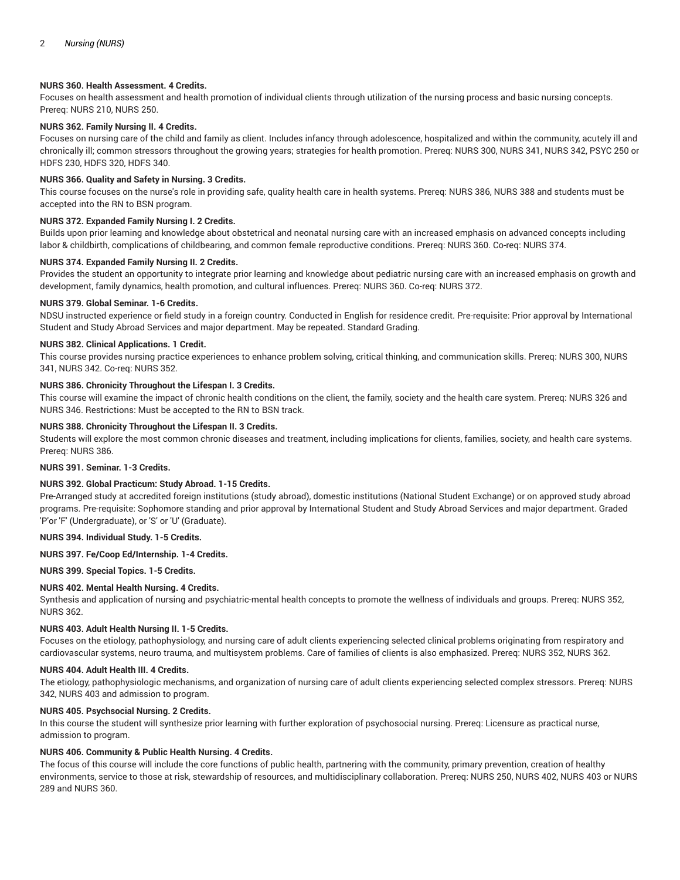**NURS 360. Health Assessment. 4 Credits.**

Focuses on health assessment and health promotion of individual clients through utilization of the nursing process and basic nursing concepts. Prereq: NURS 210, NURS 250.

**NURS 362. Family Nursing II. 4 Credits.**

Focuses on nursing care of the child and family as client. Includes infancy through adolescence, hospitalized and within the community, acutely ill and chronically ill; common stressors throughout the growing years; strategies for health promotion. Prereq: NURS 300, NURS 341, NURS 342, PSYC 250 or HDFS 230, HDFS 320, HDFS 340.

**NURS 366. Quality and Safety in Nursing. 3 Credits.**

This course focuses on the nurse's role in providing safe, quality health care in health systems. Prereq: NURS 386, NURS 388 and students must be accepted into the RN to BSN program.

**NURS 372. Expanded Family Nursing I. 2 Credits.**

Builds upon prior learning and knowledge about obstetrical and neonatal nursing care with an increased emphasis on advanced concepts including labor & childbirth, complications of childbearing, and common female reproductive conditions. Prereq: NURS 360. Co-req: NURS 374.

**NURS 374. Expanded Family Nursing II. 2 Credits.**

Provides the student an opportunity to integrate prior learning and knowledge about pediatric nursing care with an increased emphasis on growth and development, family dynamics, health promotion, and cultural influences. Prereq: NURS 360. Co-req: NURS 372.

**NURS 379. Global Seminar. 1-6 Credits.**

NDSU instructed experience or field study in a foreign country. Conducted in English for residence credit. Pre-requisite: Prior approval by International Student and Study Abroad Services and major department. May be repeated. Standard Grading.

**NURS 382. Clinical Applications. 1 Credit.**

This course provides nursing practice experiences to enhance problem solving, critical thinking, and communication skills. Prereq: NURS 300, NURS 341, NURS 342. Co-req: NURS 352.

**NURS 386. Chronicity Throughout the Lifespan I. 3 Credits.**

This course will examine the impact of chronic health conditions on the client, the family, society and the health care system. Prereq: NURS 326 and NURS 346. Restrictions: Must be accepted to the RN to BSN track.

**NURS 388. Chronicity Throughout the Lifespan II. 3 Credits.**

Students will explore the most common chronic diseases and treatment, including implications for clients, families, society, and health care systems. Prereq: NURS 386.

**NURS 391. Seminar. 1-3 Credits.**

**NURS 392. Global Practicum: Study Abroad. 1-15 Credits.**

Pre-Arranged study at accredited foreign institutions (study abroad), domestic institutions (National Student Exchange) or on approved study abroad programs. Pre-requisite: Sophomore standing and prior approval by International Student and Study Abroad Services and major department. Graded 'P'or 'F' (Undergraduate), or 'S' or 'U' (Graduate).

**NURS 394. Individual Study. 1-5 Credits.**

**NURS 397. Fe/Coop Ed/Internship. 1-4 Credits.**

**NURS 399. Special Topics. 1-5 Credits.**

**NURS 402. Mental Health Nursing. 4 Credits.**

Synthesis and application of nursing and psychiatric-mental health concepts to promote the wellness of individuals and groups. Prereq: NURS 352, NURS 362.

**NURS 403. Adult Health Nursing II. 1-5 Credits.**

Focuses on the etiology, pathophysiology, and nursing care of adult clients experiencing selected clinical problems originating from respiratory and cardiovascular systems, neuro trauma, and multisystem problems. Care of families of clients is also emphasized. Prereq: NURS 352, NURS 362.

**NURS 404. Adult Health III. 4 Credits.**

The etiology, pathophysiologic mechanisms, and organization of nursing care of adult clients experiencing selected complex stressors. Prereq: NURS 342, NURS 403 and admission to program.

**NURS 405. Psychsocial Nursing. 2 Credits.**

In this course the student will synthesize prior learning with further exploration of psychosocial nursing. Prereq: Licensure as practical nurse, admission to program.

**NURS 406. Community & Public Health Nursing. 4 Credits.**

The focus of this course will include the core functions of public health, partnering with the community, primary prevention, creation of healthy environments, service to those at risk, stewardship of resources, and multidisciplinary collaboration. Prereq: NURS 250, NURS 402, NURS 403 or NURS 289 and NURS 360.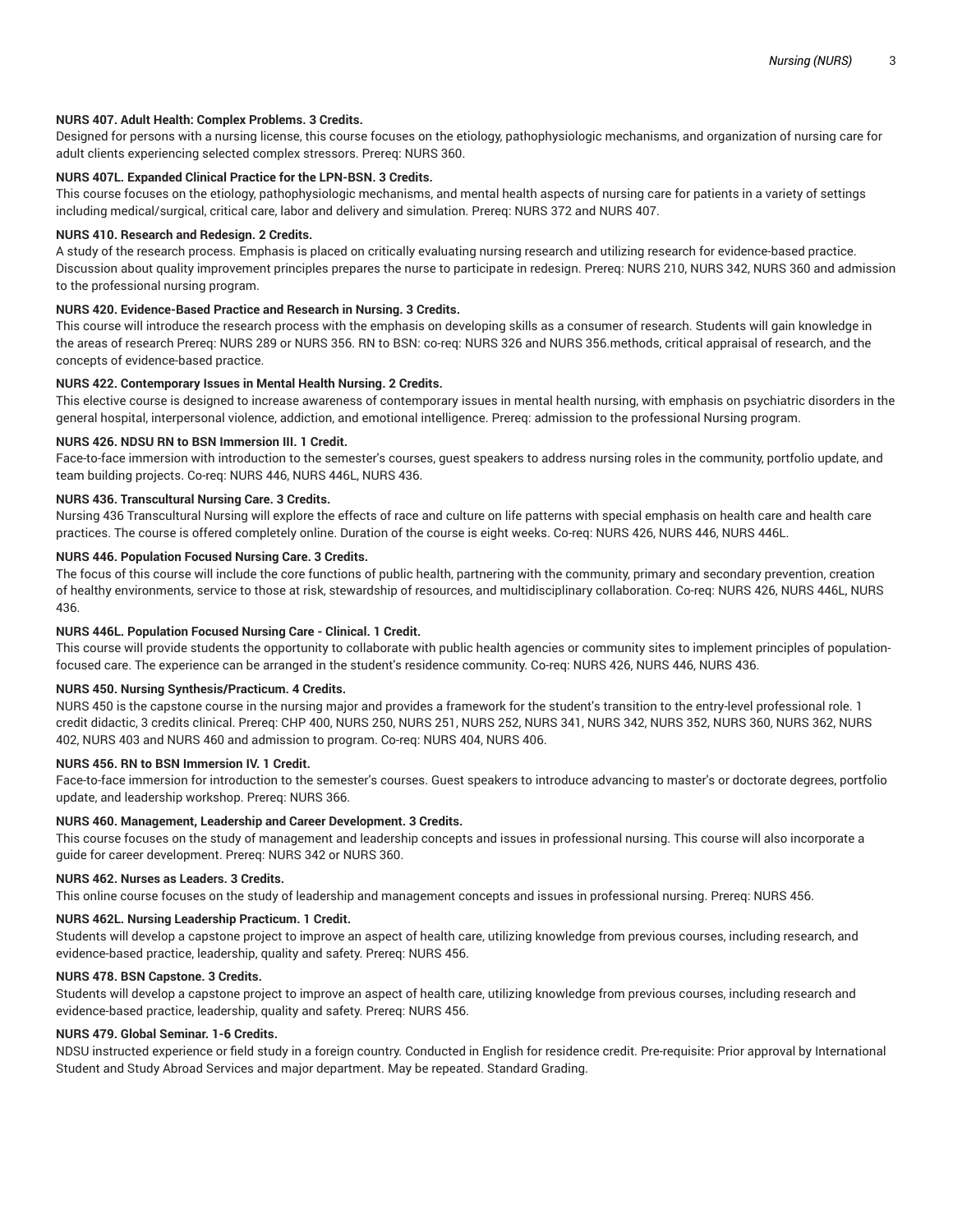**NURS 407. Adult Health: Complex Problems. 3 Credits.**

Designed for persons with a nursing license, this course focuses on the etiology, pathophysiologic mechanisms, and organization of nursing care for adult clients experiencing selected complex stressors. Prereq: NURS 360.

**NURS 407L. Expanded Clinical Practice for the LPN-BSN. 3 Credits.**

This course focuses on the etiology, pathophysiologic mechanisms, and mental health aspects of nursing care for patients in a variety of settings including medical/surgical, critical care, labor and delivery and simulation. Prereq: NURS 372 and NURS 407.

**NURS 410. Research and Redesign. 2 Credits.**

A study of the research process. Emphasis is placed on critically evaluating nursing research and utilizing research for evidence-based practice. Discussion about quality improvement principles prepares the nurse to participate in redesign. Prereq: NURS 210, NURS 342, NURS 360 and admission to the professional nursing program.

**NURS 420. Evidence-Based Practice and Research in Nursing. 3 Credits.**

This course will introduce the research process with the emphasis on developing skills as a consumer of research. Students will gain knowledge in the areas of research Prereq: NURS 289 or NURS 356. RN to BSN: co-req: NURS 326 and NURS 356.methods, critical appraisal of research, and the concepts of evidence-based practice.

**NURS 422. Contemporary Issues in Mental Health Nursing. 2 Credits.**

This elective course is designed to increase awareness of contemporary issues in mental health nursing, with emphasis on psychiatric disorders in the general hospital, interpersonal violence, addiction, and emotional intelligence. Prereq: admission to the professional Nursing program.

**NURS 426. NDSU RN to BSN Immersion III. 1 Credit.**

Face-to-face immersion with introduction to the semester's courses, guest speakers to address nursing roles in the community, portfolio update, and team building projects. Co-req: NURS 446, NURS 446L, NURS 436.

**NURS 436. Transcultural Nursing Care. 3 Credits.**

Nursing 436 Transcultural Nursing will explore the effects of race and culture on life patterns with special emphasis on health care and health care practices. The course is offered completely online. Duration of the course is eight weeks. Co-req: NURS 426, NURS 446, NURS 446L.

**NURS 446. Population Focused Nursing Care. 3 Credits.**

The focus of this course will include the core functions of public health, partnering with the community, primary and secondary prevention, creation of healthy environments, service to those at risk, stewardship of resources, and multidisciplinary collaboration. Co-req: NURS 426, NURS 446L, NURS 436.

**NURS 446L. Population Focused Nursing Care - Clinical. 1 Credit.**

This course will provide students the opportunity to collaborate with public health agencies or community sites to implement principles of population-focused care. The experience can be arranged in the student's residence community. Co-req: NURS 426, NURS 446, NURS 436.

**NURS 450. Nursing Synthesis/Practicum. 4 Credits.**

NURS 450 is the capstone course in the nursing major and provides a framework for the student's transition to the entry-level professional role. 1 credit didactic, 3 credits clinical. Prereq: CHP 400, NURS 250, NURS 251, NURS 252, NURS 341, NURS 342, NURS 352, NURS 360, NURS 362, NURS 402, NURS 403 and NURS 460 and admission to program. Co-req: NURS 404, NURS 406.

**NURS 456. RN to BSN Immersion IV. 1 Credit.**

Face-to-face immersion for introduction to the semester's courses. Guest speakers to introduce advancing to master's or doctorate degrees, portfolio update, and leadership workshop. Prereq: NURS 366.

**NURS 460. Management, Leadership and Career Development. 3 Credits.**

This course focuses on the study of management and leadership concepts and issues in professional nursing. This course will also incorporate a guide for career development. Prereq: NURS 342 or NURS 360.

**NURS 462. Nurses as Leaders. 3 Credits.**

This online course focuses on the study of leadership and management concepts and issues in professional nursing. Prereq: NURS 456.

**NURS 462L. Nursing Leadership Practicum. 1 Credit.**

Students will develop a capstone project to improve an aspect of health care, utilizing knowledge from previous courses, including research, and evidence-based practice, leadership, quality and safety. Prereq: NURS 456.

**NURS 478. BSN Capstone. 3 Credits.**

Students will develop a capstone project to improve an aspect of health care, utilizing knowledge from previous courses, including research and evidence-based practice, leadership, quality and safety. Prereq: NURS 456.

**NURS 479. Global Seminar. 1-6 Credits.**

NDSU instructed experience or field study in a foreign country. Conducted in English for residence credit. Pre-requisite: Prior approval by International Student and Study Abroad Services and major department. May be repeated. Standard Grading.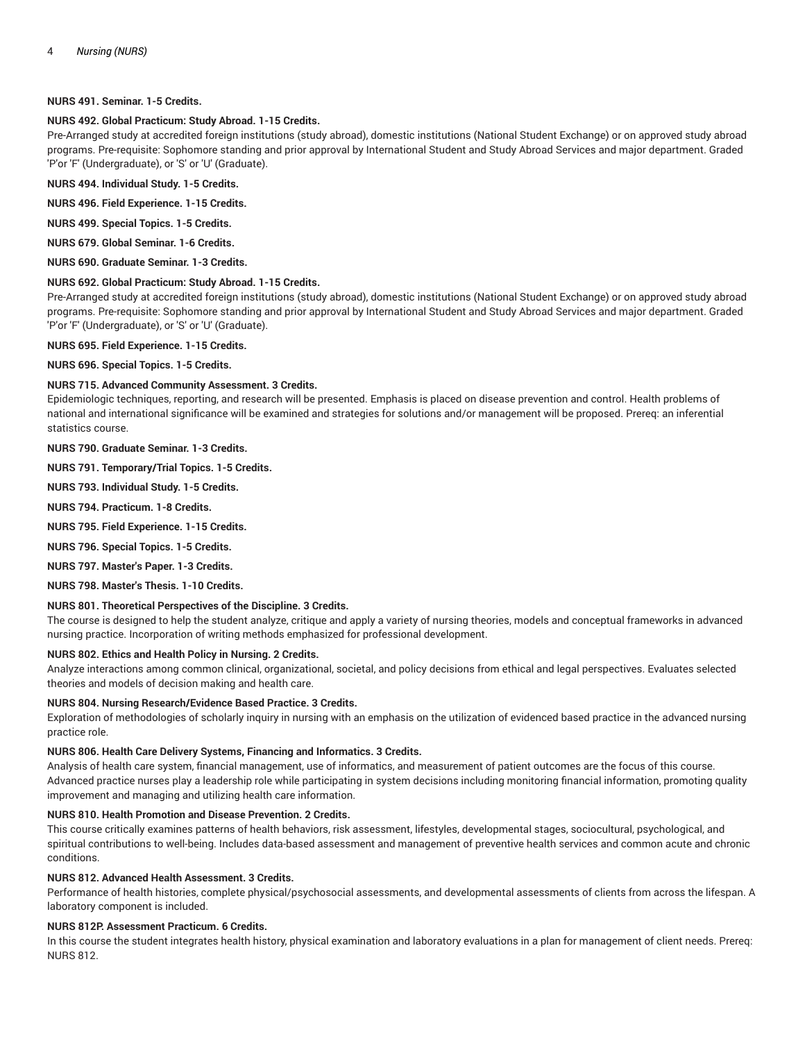**NURS 491. Seminar. 1-5 Credits.**

**NURS 492. Global Practicum: Study Abroad. 1-15 Credits.**

Pre-Arranged study at accredited foreign institutions (study abroad), domestic institutions (National Student Exchange) or on approved study abroad programs. Pre-requisite: Sophomore standing and prior approval by International Student and Study Abroad Services and major department. Graded 'P'or 'F' (Undergraduate), or 'S' or 'U' (Graduate).

**NURS 494. Individual Study. 1-5 Credits.**

**NURS 496. Field Experience. 1-15 Credits.**

**NURS 499. Special Topics. 1-5 Credits.**

**NURS 679. Global Seminar. 1-6 Credits.**

**NURS 690. Graduate Seminar. 1-3 Credits.**

**NURS 692. Global Practicum: Study Abroad. 1-15 Credits.**

Pre-Arranged study at accredited foreign institutions (study abroad), domestic institutions (National Student Exchange) or on approved study abroad programs. Pre-requisite: Sophomore standing and prior approval by International Student and Study Abroad Services and major department. Graded 'P'or 'F' (Undergraduate), or 'S' or 'U' (Graduate).

**NURS 695. Field Experience. 1-15 Credits.**

**NURS 696. Special Topics. 1-5 Credits.**

**NURS 715. Advanced Community Assessment. 3 Credits.**

Epidemiologic techniques, reporting, and research will be presented. Emphasis is placed on disease prevention and control. Health problems of national and international significance will be examined and strategies for solutions and/or management will be proposed. Prereq: an inferential statistics course.

**NURS 790. Graduate Seminar. 1-3 Credits.**

**NURS 791. Temporary/Trial Topics. 1-5 Credits.**

**NURS 793. Individual Study. 1-5 Credits.**

**NURS 794. Practicum. 1-8 Credits.**

**NURS 795. Field Experience. 1-15 Credits.**

**NURS 796. Special Topics. 1-5 Credits.**

**NURS 797. Master's Paper. 1-3 Credits.**

**NURS 798. Master's Thesis. 1-10 Credits.**

**NURS 801. Theoretical Perspectives of the Discipline. 3 Credits.**

The course is designed to help the student analyze, critique and apply a variety of nursing theories, models and conceptual frameworks in advanced nursing practice. Incorporation of writing methods emphasized for professional development.

**NURS 802. Ethics and Health Policy in Nursing. 2 Credits.**

Analyze interactions among common clinical, organizational, societal, and policy decisions from ethical and legal perspectives. Evaluates selected theories and models of decision making and health care.

**NURS 804. Nursing Research/Evidence Based Practice. 3 Credits.**

Exploration of methodologies of scholarly inquiry in nursing with an emphasis on the utilization of evidenced based practice in the advanced nursing practice role.

**NURS 806. Health Care Delivery Systems, Financing and Informatics. 3 Credits.**

Analysis of health care system, financial management, use of informatics, and measurement of patient outcomes are the focus of this course. Advanced practice nurses play a leadership role while participating in system decisions including monitoring financial information, promoting quality improvement and managing and utilizing health care information.

**NURS 810. Health Promotion and Disease Prevention. 2 Credits.**

This course critically examines patterns of health behaviors, risk assessment, lifestyles, developmental stages, sociocultural, psychological, and spiritual contributions to well-being. Includes data-based assessment and management of preventive health services and common acute and chronic conditions.

**NURS 812. Advanced Health Assessment. 3 Credits.**

Performance of health histories, complete physical/psychosocial assessments, and developmental assessments of clients from across the lifespan. A laboratory component is included.

**NURS 812P. Assessment Practicum. 6 Credits.**

In this course the student integrates health history, physical examination and laboratory evaluations in a plan for management of client needs. Prereq: NURS 812.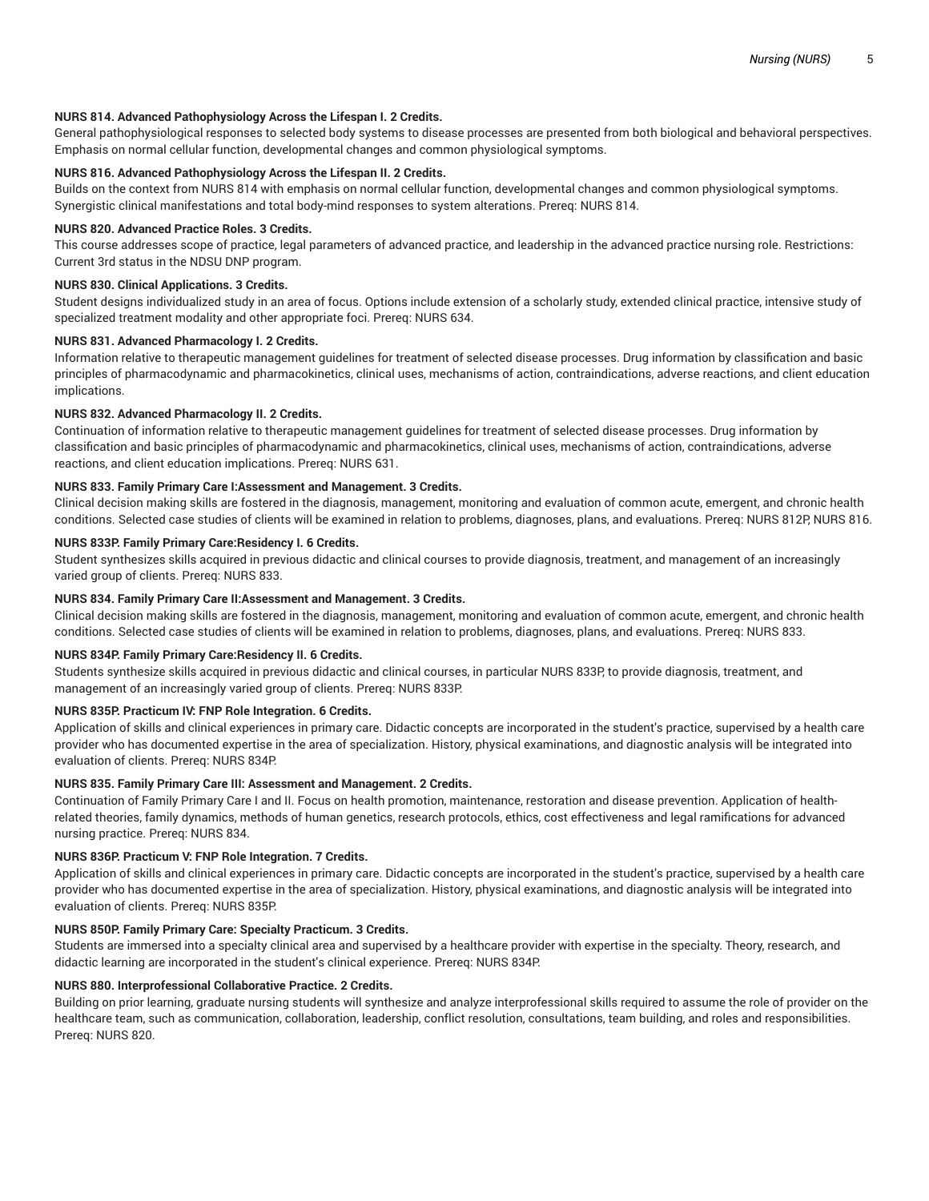**NURS 814. Advanced Pathophysiology Across the Lifespan I. 2 Credits.**
General pathophysiological responses to selected body systems to disease processes are presented from both biological and behavioral perspectives. Emphasis on normal cellular function, developmental changes and common physiological symptoms.

**NURS 816. Advanced Pathophysiology Across the Lifespan II. 2 Credits.**
Builds on the context from NURS 814 with emphasis on normal cellular function, developmental changes and common physiological symptoms. Synergistic clinical manifestations and total body-mind responses to system alterations. Prereq: NURS 814.

**NURS 820. Advanced Practice Roles. 3 Credits.**
This course addresses scope of practice, legal parameters of advanced practice, and leadership in the advanced practice nursing role. Restrictions: Current 3rd status in the NDSU DNP program.

**NURS 830. Clinical Applications. 3 Credits.**
Student designs individualized study in an area of focus. Options include extension of a scholarly study, extended clinical practice, intensive study of specialized treatment modality and other appropriate foci. Prereq: NURS 634.

**NURS 831. Advanced Pharmacology I. 2 Credits.**
Information relative to therapeutic management guidelines for treatment of selected disease processes. Drug information by classification and basic principles of pharmacodynamic and pharmacokinetics, clinical uses, mechanisms of action, contraindications, adverse reactions, and client education implications.

**NURS 832. Advanced Pharmacology II. 2 Credits.**
Continuation of information relative to therapeutic management guidelines for treatment of selected disease processes. Drug information by classification and basic principles of pharmacodynamic and pharmacokinetics, clinical uses, mechanisms of action, contraindications, adverse reactions, and client education implications. Prereq: NURS 631.

**NURS 833. Family Primary Care I:Assessment and Management. 3 Credits.**
Clinical decision making skills are fostered in the diagnosis, management, monitoring and evaluation of common acute, emergent, and chronic health conditions. Selected case studies of clients will be examined in relation to problems, diagnoses, plans, and evaluations. Prereq: NURS 812P, NURS 816.

**NURS 833P. Family Primary Care:Residency I. 6 Credits.**
Student synthesizes skills acquired in previous didactic and clinical courses to provide diagnosis, treatment, and management of an increasingly varied group of clients. Prereq: NURS 833.

**NURS 834. Family Primary Care II:Assessment and Management. 3 Credits.**
Clinical decision making skills are fostered in the diagnosis, management, monitoring and evaluation of common acute, emergent, and chronic health conditions. Selected case studies of clients will be examined in relation to problems, diagnoses, plans, and evaluations. Prereq: NURS 833.

**NURS 834P. Family Primary Care:Residency II. 6 Credits.**
Students synthesize skills acquired in previous didactic and clinical courses, in particular NURS 833P, to provide diagnosis, treatment, and management of an increasingly varied group of clients. Prereq: NURS 833P.

**NURS 835P. Practicum IV: FNP Role Integration. 6 Credits.**
Application of skills and clinical experiences in primary care. Didactic concepts are incorporated in the student's practice, supervised by a health care provider who has documented expertise in the area of specialization. History, physical examinations, and diagnostic analysis will be integrated into evaluation of clients. Prereq: NURS 834P.

**NURS 835. Family Primary Care III: Assessment and Management. 2 Credits.**
Continuation of Family Primary Care I and II. Focus on health promotion, maintenance, restoration and disease prevention. Application of health-related theories, family dynamics, methods of human genetics, research protocols, ethics, cost effectiveness and legal ramifications for advanced nursing practice. Prereq: NURS 834.

**NURS 836P. Practicum V: FNP Role Integration. 7 Credits.**
Application of skills and clinical experiences in primary care. Didactic concepts are incorporated in the student's practice, supervised by a health care provider who has documented expertise in the area of specialization. History, physical examinations, and diagnostic analysis will be integrated into evaluation of clients. Prereq: NURS 835P.

**NURS 850P. Family Primary Care: Specialty Practicum. 3 Credits.**
Students are immersed into a specialty clinical area and supervised by a healthcare provider with expertise in the specialty. Theory, research, and didactic learning are incorporated in the student's clinical experience. Prereq: NURS 834P.

**NURS 880. Interprofessional Collaborative Practice. 2 Credits.**
Building on prior learning, graduate nursing students will synthesize and analyze interprofessional skills required to assume the role of provider on the healthcare team, such as communication, collaboration, leadership, conflict resolution, consultations, team building, and roles and responsibilities. Prereq: NURS 820.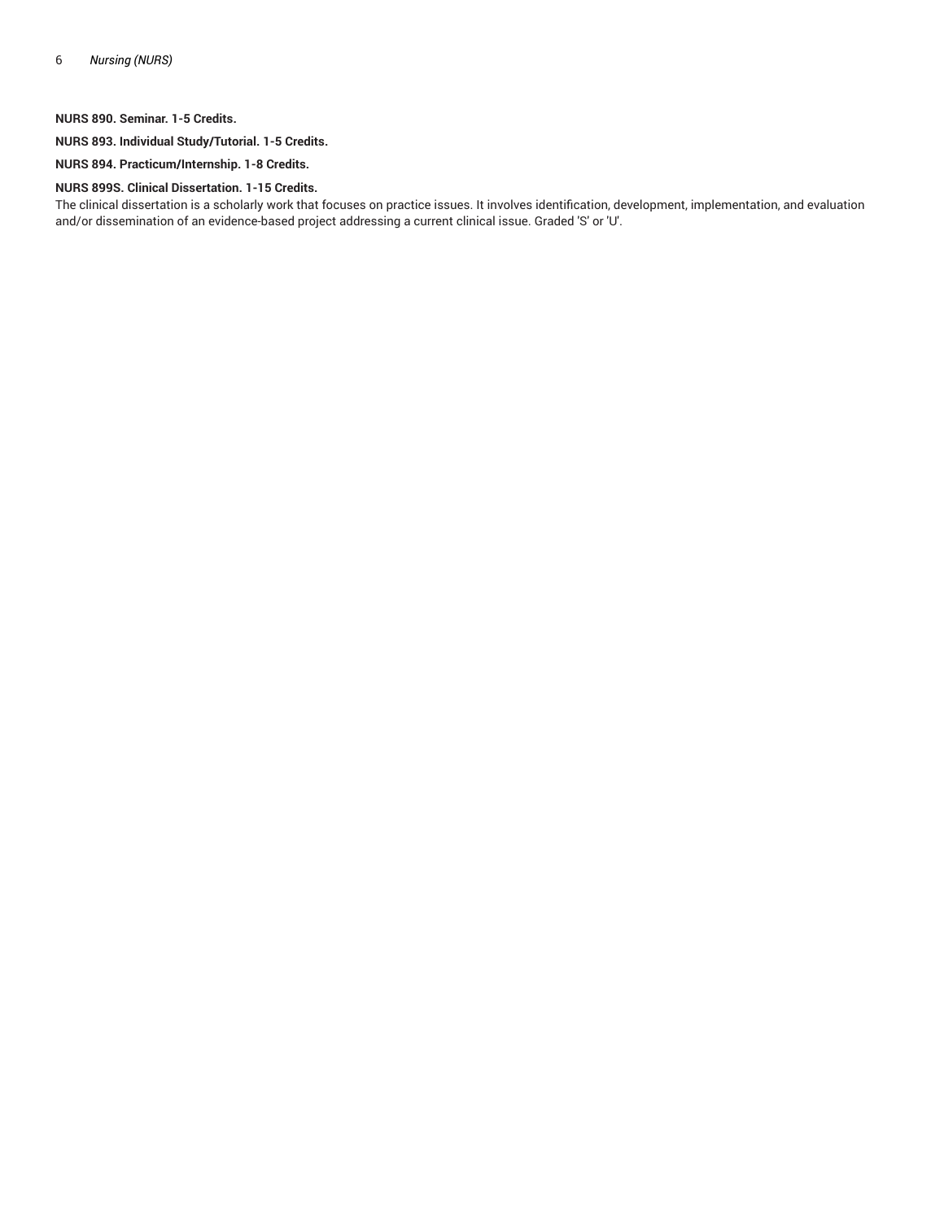**NURS 890. Seminar. 1-5 Credits.**

**NURS 893. Individual Study/Tutorial. 1-5 Credits.**

**NURS 894. Practicum/Internship. 1-8 Credits.**

**NURS 899S. Clinical Dissertation. 1-15 Credits.**
The clinical dissertation is a scholarly work that focuses on practice issues. It involves identification, development, implementation, and evaluation and/or dissemination of an evidence-based project addressing a current clinical issue. Graded 'S' or 'U'.